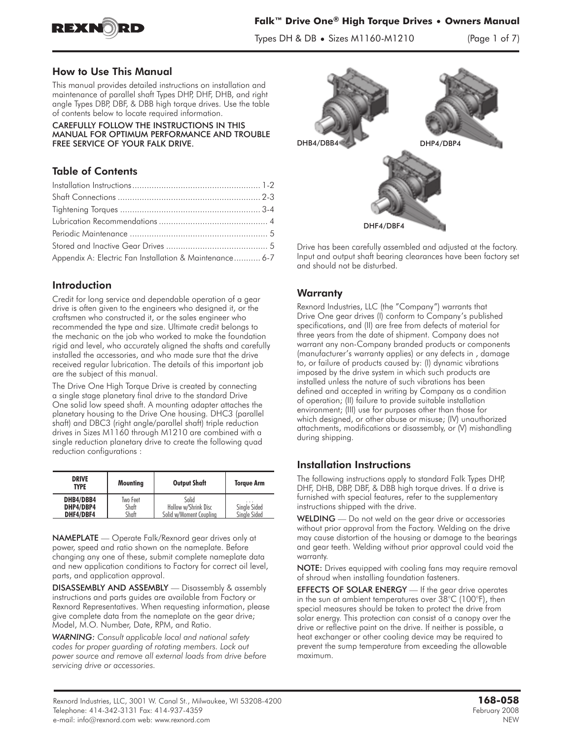## How to Use This Manual

This manual provides detailed instructions on installation and maintenance of parallel shaft Types DHP, DHF, DHB, and right angle Types DBP, DBF, & DBB high torque drives. Use the table of contents below to locate required information.

CAREFULLY FOLLOW THE INSTRUCTIONS IN THIS MANUAL FOR OPTIMUM PERFORMANCE AND TROUBLE FREE SERVICE OF YOUR FALK DRIVE.

## Table of Contents

Installation Instructions ..................................................... 1-2
Shaft Connections ........................................................... 2-3
Tightening Torques .......................................................... 3-4
Lubrication Recommendations ............................................ 4
Periodic Maintenance ......................................................... 5
Stored and Inactive Gear Drives .......................................... 5
Appendix A: Electric Fan Installation & Maintenance........... 6-7

## Introduction

Credit for long service and dependable operation of a gear drive is often given to the engineers who designed it, or the craftsmen who constructed it, or the sales engineer who recommended the type and size. Ultimate credit belongs to the mechanic on the job who worked to make the foundation rigid and level, who accurately aligned the shafts and carefully installed the accessories, and who made sure that the drive received regular lubrication. The details of this important job are the subject of this manual.

The Drive One High Torque Drive is created by connecting a single stage planetary final drive to the standard Drive One solid low speed shaft. A mounting adapter attaches the planetary housing to the Drive One housing. DHC3 (parallel shaft) and DBC3 (right angle/parallel shaft) triple reduction drives in Sizes M1160 through M1210 are combined with a single reduction planetary drive to create the following quad reduction configurations :

| DRIVE TYPE | Mounting | Output Shaft | Torque Arm |
|---|---|---|---|
| DHB4/DBB4 | Two Feet | Solid | . . . |
| DHP4/DBP4 | Shaft | Hollow w/Shrink Disc | Single Sided |
| DHF4/DBF4 | Shaft | Solid w/Moment Coupling | Single Sided |

**NAMEPLATE** — Operate Falk/Rexnord gear drives only at power, speed and ratio shown on the nameplate. Before changing any one of these, submit complete nameplate data and new application conditions to Factory for correct oil level, parts, and application approval.

**DISASSEMBLY AND ASSEMBLY** — Disassembly & assembly instructions and parts guides are available from Factory or Rexnord Representatives. When requesting information, please give complete data from the nameplate on the gear drive; Model, M.O. Number, Date, RPM, and Ratio.

*WARNING: Consult applicable local and national safety codes for proper guarding of rotating members. Lock out power source and remove all external loads from drive before servicing drive or accessories.*

DHB4/DBB4

DHP4/DBP4

DHF4/DBF4

Drive has been carefully assembled and adjusted at the factory. Input and output shaft bearing clearances have been factory set and should not be disturbed.

## Warranty

Rexnord Industries, LLC (the "Company") warrants that Drive One gear drives (I) conform to Company's published specifications, and (II) are free from defects of material for three years from the date of shipment. Company does not warrant any non-Company branded products or components (manufacturer's warranty applies) or any defects in , damage to, or failure of products caused by: (I) dynamic vibrations imposed by the drive system in which such products are installed unless the nature of such vibrations has been defined and accepted in writing by Company as a condition of operation; (II) failure to provide suitable installation environment; (III) use for purposes other than those for which designed, or other abuse or misuse; (IV) unauthorized attachments, modifications or disassembly, or (V) mishandling during shipping.

## Installation Instructions

The following instructions apply to standard Falk Types DHP, DHF, DHB, DBP, DBF, & DBB high torque drives. If a drive is furnished with special features, refer to the supplementary instructions shipped with the drive.

**WELDING** — Do not weld on the gear drive or accessories without prior approval from the Factory. Welding on the drive may cause distortion of the housing or damage to the bearings and gear teeth. Welding without prior approval could void the warranty.

**NOTE:** Drives equipped with cooling fans may require removal of shroud when installing foundation fasteners.

**EFFECTS OF SOLAR ENERGY** — If the gear drive operates in the sun at ambient temperatures over 38°C (100°F), then special measures should be taken to protect the drive from solar energy. This protection can consist of a canopy over the drive or reflective paint on the drive. If neither is possible, a heat exchanger or other cooling device may be required to prevent the sump temperature from exceeding the allowable maximum.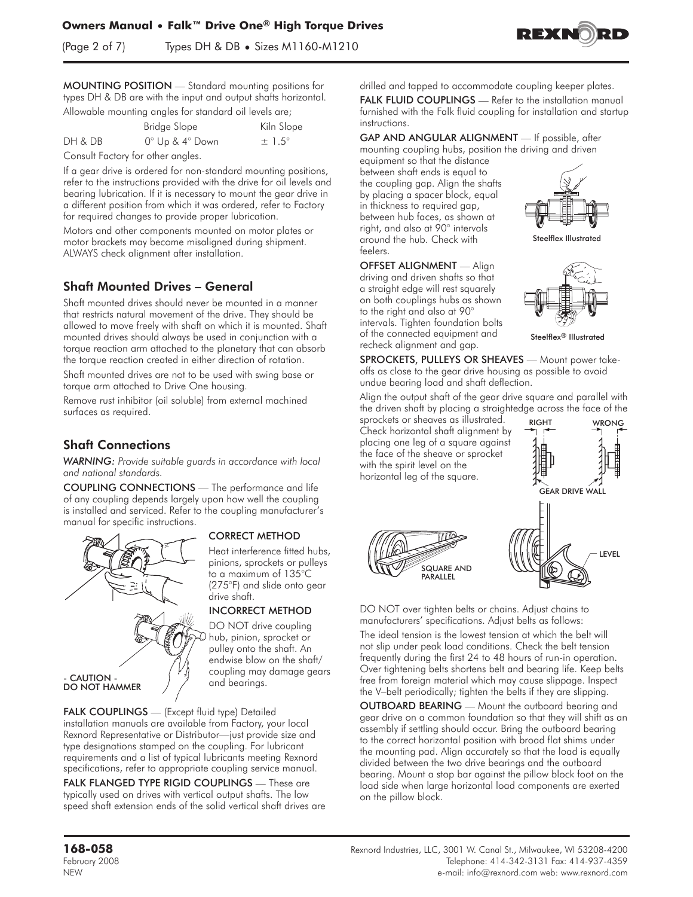**MOUNTING POSITION** — Standard mounting positions for types DH & DB are with the input and output shafts horizontal. Allowable mounting angles for standard oil levels are;

| | Bridge Slope | Kiln Slope |
|---|---|---|
| DH & DB | 0° Up & 4° Down | ± 1.5° |

Consult Factory for other angles.

If a gear drive is ordered for non-standard mounting positions, refer to the instructions provided with the drive for oil levels and bearing lubrication. If it is necessary to mount the gear drive in a different position from which it was ordered, refer to Factory for required changes to provide proper lubrication.

Motors and other components mounted on motor plates or motor brackets may become misaligned during shipment. ALWAYS check alignment after installation.

## Shaft Mounted Drives – General

Shaft mounted drives should never be mounted in a manner that restricts natural movement of the drive. They should be allowed to move freely with shaft on which it is mounted. Shaft mounted drives should always be used in conjunction with a torque reaction arm attached to the planetary that can absorb the torque reaction created in either direction of rotation.

Shaft mounted drives are not to be used with swing base or torque arm attached to Drive One housing.

Remove rust inhibitor (oil soluble) from external machined surfaces as required.

## Shaft Connections

*WARNING: Provide suitable guards in accordance with local and national standards.*

**COUPLING CONNECTIONS** — The performance and life of any coupling depends largely upon how well the coupling is installed and serviced. Refer to the coupling manufacturer's manual for specific instructions.

**CORRECT METHOD**

Heat interference fitted hubs, pinions, sprockets or pulleys to a maximum of 135°C (275°F) and slide onto gear drive shaft.

**INCORRECT METHOD**

DO NOT drive coupling hub, pinion, sprocket or pulley onto the shaft. An endwise blow on the shaft/coupling may damage gears and bearings.

- CAUTION -
DO NOT HAMMER

**FALK COUPLINGS** — (Except fluid type) Detailed installation manuals are available from Factory, your local Rexnord Representative or Distributor—just provide size and type designations stamped on the coupling. For lubricant requirements and a list of typical lubricants meeting Rexnord specifications, refer to appropriate coupling service manual.

**FALK FLANGED TYPE RIGID COUPLINGS** — These are typically used on drives with vertical output shafts. The low speed shaft extension ends of the solid vertical shaft drives are drilled and tapped to accommodate coupling keeper plates.

**FALK FLUID COUPLINGS** — Refer to the installation manual furnished with the Falk fluid coupling for installation and startup instructions.

**GAP AND ANGULAR ALIGNMENT** — If possible, after mounting coupling hubs, position the driving and driven equipment so that the distance between shaft ends is equal to the coupling gap. Align the shafts by placing a spacer block, equal in thickness to required gap, between hub faces, as shown at right, and also at 90° intervals around the hub. Check with feelers.

Steelflex Illustrated

**OFFSET ALIGNMENT** — Align driving and driven shafts so that a straight edge will rest squarely on both couplings hubs as shown to the right and also at 90° intervals. Tighten foundation bolts of the connected equipment and recheck alignment and gap.

Steelflex® Illustrated

**SPROCKETS, PULLEYS OR SHEAVES** — Mount power take-offs as close to the gear drive housing as possible to avoid undue bearing load and shaft deflection.

Align the output shaft of the gear drive square and parallel with the driven shaft by placing a straightedge across the face of the sprockets or sheaves as illustrated. Check horizontal shaft alignment by placing one leg of a square against the face of the sheave or sprocket with the spirit level on the horizontal leg of the square.

RIGHT WRONG

GEAR DRIVE WALL

SQUARE AND PARALLEL

LEVEL

DO NOT over tighten belts or chains. Adjust chains to manufacturers' specifications. Adjust belts as follows:

The ideal tension is the lowest tension at which the belt will not slip under peak load conditions. Check the belt tension frequently during the first 24 to 48 hours of run-in operation. Over tightening belts shortens belt and bearing life. Keep belts free from foreign material which may cause slippage. Inspect the V–belt periodically; tighten the belts if they are slipping.

**OUTBOARD BEARING** — Mount the outboard bearing and gear drive on a common foundation so that they will shift as an assembly if settling should occur. Bring the outboard bearing to the correct horizontal position with broad flat shims under the mounting pad. Align accurately so that the load is equally divided between the two drive bearings and the outboard bearing. Mount a stop bar against the pillow block foot on the load side when large horizontal load components are exerted on the pillow block.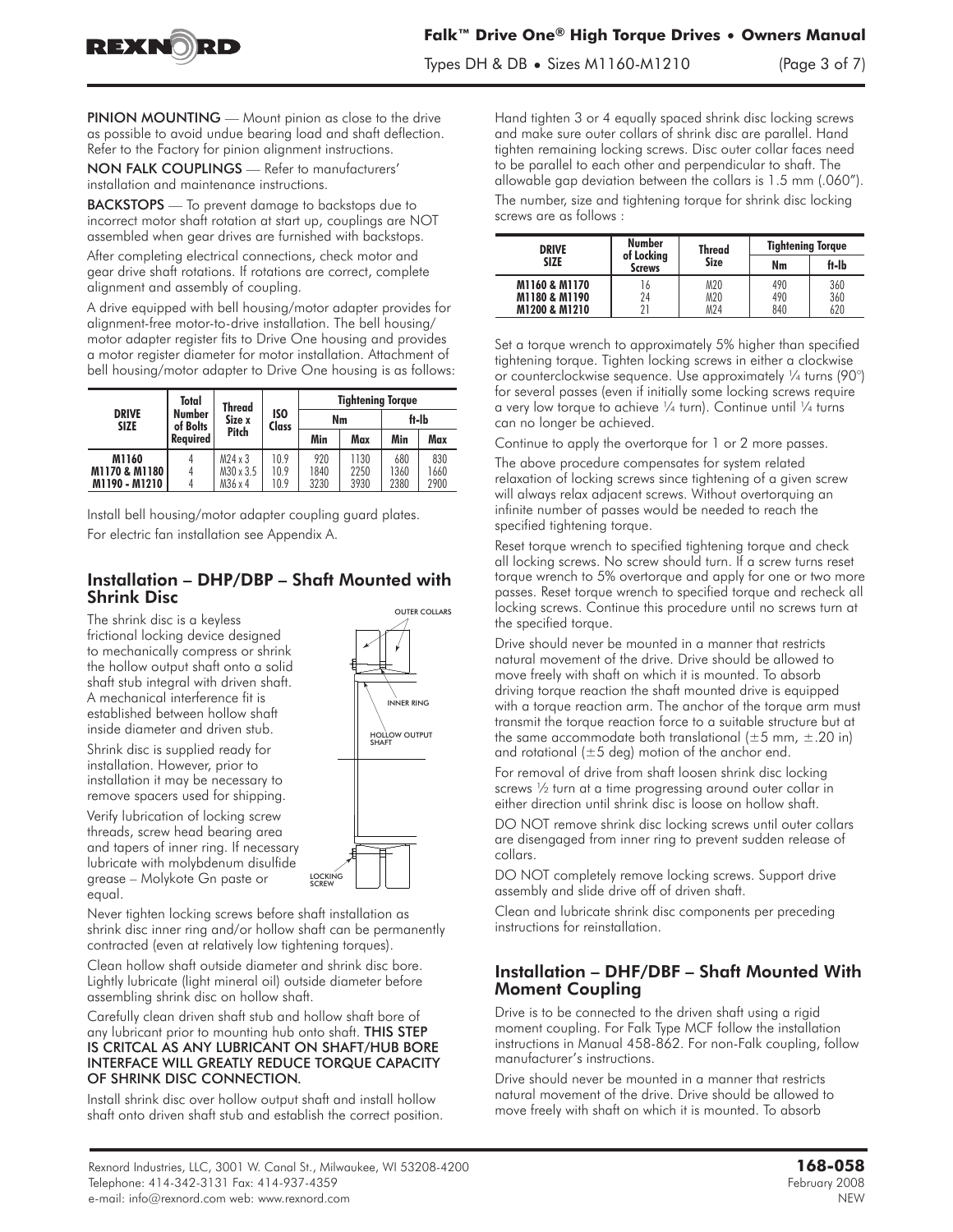**PINION MOUNTING** — Mount pinion as close to the drive as possible to avoid undue bearing load and shaft deflection. Refer to the Factory for pinion alignment instructions.

**NON FALK COUPLINGS** — Refer to manufacturers' installation and maintenance instructions.

**BACKSTOPS** — To prevent damage to backstops due to incorrect motor shaft rotation at start up, couplings are NOT assembled when gear drives are furnished with backstops.

After completing electrical connections, check motor and gear drive shaft rotations. If rotations are correct, complete alignment and assembly of coupling.

A drive equipped with bell housing/motor adapter provides for alignment-free motor-to-drive installation. The bell housing/motor adapter register fits to Drive One housing and provides a motor register diameter for motor installation. Attachment of bell housing/motor adapter to Drive One housing is as follows:

| DRIVE SIZE | Total Number of Bolts Required | Thread Size x Pitch | ISO Class | Tightening Torque | | | |
|---|---|---|---|---|---|---|---|
| | | | | Nm | | ft-lb | |
| | | | | Min | Max | Min | Max |
| M1160 | 4 | M24 x 3 | 10.9 | 920 | 1130 | 680 | 830 |
| M1170 & M1180 | 4 | M30 x 3.5 | 10.9 | 1840 | 2250 | 1360 | 1660 |
| M1190 - M1210 | 4 | M36 x 4 | 10.9 | 3230 | 3930 | 2380 | 2900 |

Install bell housing/motor adapter coupling guard plates.

For electric fan installation see Appendix A.

## Installation – DHP/DBP – Shaft Mounted with Shrink Disc

The shrink disc is a keyless frictional locking device designed to mechanically compress or shrink the hollow output shaft onto a solid shaft stub integral with driven shaft. A mechanical interference fit is established between hollow shaft inside diameter and driven stub.

Shrink disc is supplied ready for installation. However, prior to installation it may be necessary to remove spacers used for shipping.

Verify lubrication of locking screw threads, screw head bearing area and tapers of inner ring. If necessary lubricate with molybdenum disulfide grease – Molykote Gn paste or equal.

OUTER COLLARS

INNER RING

HOLLOW OUTPUT SHAFT

LOCKING SCREW

Never tighten locking screws before shaft installation as shrink disc inner ring and/or hollow shaft can be permanently contracted (even at relatively low tightening torques).

Clean hollow shaft outside diameter and shrink disc bore. Lightly lubricate (light mineral oil) outside diameter before assembling shrink disc on hollow shaft.

Carefully clean driven shaft stub and hollow shaft bore of any lubricant prior to mounting hub onto shaft. **THIS STEP IS CRITCAL AS ANY LUBRICANT ON SHAFT/HUB BORE INTERFACE WILL GREATLY REDUCE TORQUE CAPACITY OF SHRINK DISC CONNECTION.**

Install shrink disc over hollow output shaft and install hollow shaft onto driven shaft stub and establish the correct position. Hand tighten 3 or 4 equally spaced shrink disc locking screws and make sure outer collars of shrink disc are parallel. Hand tighten remaining locking screws. Disc outer collar faces need to be parallel to each other and perpendicular to shaft. The allowable gap deviation between the collars is 1.5 mm (.060").

The number, size and tightening torque for shrink disc locking screws are as follows :

| DRIVE SIZE | Number of Locking Screws | Thread Size | Tightening Torque | |
|---|---|---|---|---|
| | | | Nm | ft-lb |
| M1160 & M1170 | 16 | M20 | 490 | 360 |
| M1180 & M1190 | 24 | M20 | 490 | 360 |
| M1200 & M1210 | 21 | M24 | 840 | 620 |

Set a torque wrench to approximately 5% higher than specified tightening torque. Tighten locking screws in either a clockwise or counterclockwise sequence. Use approximately ¼ turns (90°) for several passes (even if initially some locking screws require a very low torque to achieve ¼ turn). Continue until ¼ turns can no longer be achieved.

Continue to apply the overtorque for 1 or 2 more passes.

The above procedure compensates for system related relaxation of locking screws since tightening of a given screw will always relax adjacent screws. Without overtorquing an infinite number of passes would be needed to reach the specified tightening torque.

Reset torque wrench to specified tightening torque and check all locking screws. No screw should turn. If a screw turns reset torque wrench to 5% overtorque and apply for one or two more passes. Reset torque wrench to specified torque and recheck all locking screws. Continue this procedure until no screws turn at the specified torque.

Drive should never be mounted in a manner that restricts natural movement of the drive. Drive should be allowed to move freely with shaft on which it is mounted. To absorb driving torque reaction the shaft mounted drive is equipped with a torque reaction arm. The anchor of the torque arm must transmit the torque reaction force to a suitable structure but at the same accommodate both translational (±5 mm, ±.20 in) and rotational (±5 deg) motion of the anchor end.

For removal of drive from shaft loosen shrink disc locking screws ½ turn at a time progressing around outer collar in either direction until shrink disc is loose on hollow shaft.

DO NOT remove shrink disc locking screws until outer collars are disengaged from inner ring to prevent sudden release of collars.

DO NOT completely remove locking screws. Support drive assembly and slide drive off of driven shaft.

Clean and lubricate shrink disc components per preceding instructions for reinstallation.

## Installation – DHF/DBF – Shaft Mounted With Moment Coupling

Drive is to be connected to the driven shaft using a rigid moment coupling. For Falk Type MCF follow the installation instructions in Manual 458-862. For non-Falk coupling, follow manufacturer's instructions.

Drive should never be mounted in a manner that restricts natural movement of the drive. Drive should be allowed to move freely with shaft on which it is mounted. To absorb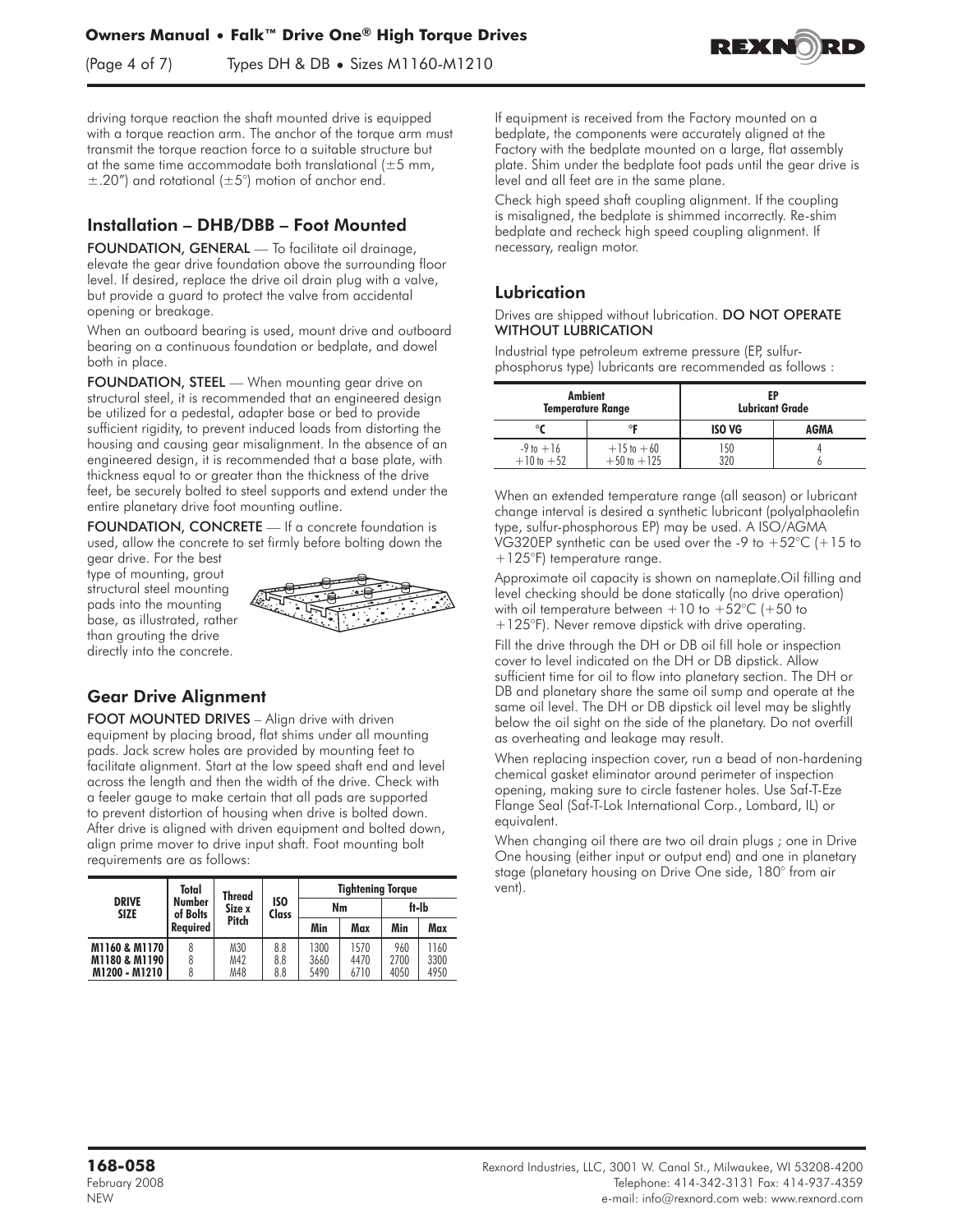driving torque reaction the shaft mounted drive is equipped with a torque reaction arm. The anchor of the torque arm must transmit the torque reaction force to a suitable structure but at the same time accommodate both translational (±5 mm, ±.20") and rotational (±5°) motion of anchor end.

## Installation – DHB/DBB – Foot Mounted

**FOUNDATION, GENERAL** — To facilitate oil drainage, elevate the gear drive foundation above the surrounding floor level. If desired, replace the drive oil drain plug with a valve, but provide a guard to protect the valve from accidental opening or breakage.

When an outboard bearing is used, mount drive and outboard bearing on a continuous foundation or bedplate, and dowel both in place.

**FOUNDATION, STEEL** — When mounting gear drive on structural steel, it is recommended that an engineered design be utilized for a pedestal, adapter base or bed to provide sufficient rigidity, to prevent induced loads from distorting the housing and causing gear misalignment. In the absence of an engineered design, it is recommended that a base plate, with thickness equal to or greater than the thickness of the drive feet, be securely bolted to steel supports and extend under the entire planetary drive foot mounting outline.

**FOUNDATION, CONCRETE** — If a concrete foundation is used, allow the concrete to set firmly before bolting down the gear drive. For the best type of mounting, grout structural steel mounting pads into the mounting base, as illustrated, rather than grouting the drive directly into the concrete.

## Gear Drive Alignment

**FOOT MOUNTED DRIVES** – Align drive with driven equipment by placing broad, flat shims under all mounting pads. Jack screw holes are provided by mounting feet to facilitate alignment. Start at the low speed shaft end and level across the length and then the width of the drive. Check with a feeler gauge to make certain that all pads are supported to prevent distortion of housing when drive is bolted down. After drive is aligned with driven equipment and bolted down, align prime mover to drive input shaft. Foot mounting bolt requirements are as follows:

| DRIVE SIZE | Total Number of Bolts Required | Thread Size x Pitch | ISO Class | Tightening Torque | | | |
|---|---|---|---|---|---|---|---|
| | | | | Nm | | ft-lb | |
| | | | | Min | Max | Min | Max |
| **M1160 & M1170** | 8 | M30 | 8.8 | 1300 | 1570 | 960 | 1160 |
| **M1180 & M1190** | 8 | M42 | 8.8 | 3660 | 4470 | 2700 | 3300 |
| **M1200 - M1210** | 8 | M48 | 8.8 | 5490 | 6710 | 4050 | 4950 |

If equipment is received from the Factory mounted on a bedplate, the components were accurately aligned at the Factory with the bedplate mounted on a large, flat assembly plate. Shim under the bedplate foot pads until the gear drive is level and all feet are in the same plane.

Check high speed shaft coupling alignment. If the coupling is misaligned, the bedplate is shimmed incorrectly. Re-shim bedplate and recheck high speed coupling alignment. If necessary, realign motor.

## Lubrication

Drives are shipped without lubrication. **DO NOT OPERATE WITHOUT LUBRICATION**

Industrial type petroleum extreme pressure (EP, sulfur-phosphorus type) lubricants are recommended as follows :

| Ambient Temperature Range | | EP Lubricant Grade | |
|---|---|---|---|
| °C | °F | ISO VG | AGMA |
| -9 to +16 | +15 to +60 | 150 | 4 |
| +10 to +52 | +50 to +125 | 320 | 6 |

When an extended temperature range (all season) or lubricant change interval is desired a synthetic lubricant (polyalphaolefin type, sulfur-phosphorous EP) may be used. A ISO/AGMA VG320EP synthetic can be used over the -9 to +52°C (+15 to +125°F) temperature range.

Approximate oil capacity is shown on nameplate.Oil filling and level checking should be done statically (no drive operation) with oil temperature between +10 to +52°C (+50 to +125°F). Never remove dipstick with drive operating.

Fill the drive through the DH or DB oil fill hole or inspection cover to level indicated on the DH or DB dipstick. Allow sufficient time for oil to flow into planetary section. The DH or DB and planetary share the same oil sump and operate at the same oil level. The DH or DB dipstick oil level may be slightly below the oil sight on the side of the planetary. Do not overfill as overheating and leakage may result.

When replacing inspection cover, run a bead of non-hardening chemical gasket eliminator around perimeter of inspection opening, making sure to circle fastener holes. Use Saf-T-Eze Flange Seal (Saf-T-Lok International Corp., Lombard, IL) or equivalent.

When changing oil there are two oil drain plugs ; one in Drive One housing (either input or output end) and one in planetary stage (planetary housing on Drive One side, 180° from air vent).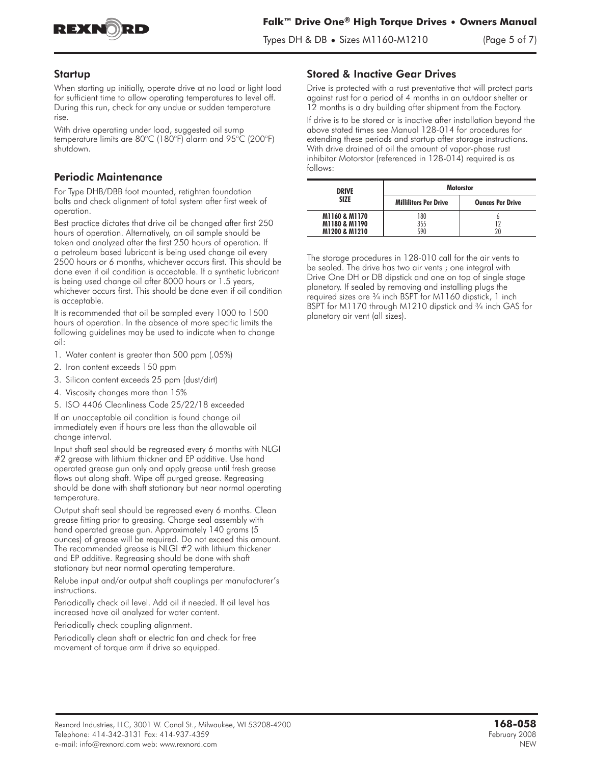## Startup

When starting up initially, operate drive at no load or light load for sufficient time to allow operating temperatures to level off. During this run, check for any undue or sudden temperature rise.

With drive operating under load, suggested oil sump temperature limits are 80°C (180°F) alarm and 95°C (200°F) shutdown.

## Periodic Maintenance

For Type DHB/DBB foot mounted, retighten foundation bolts and check alignment of total system after first week of operation.

Best practice dictates that drive oil be changed after first 250 hours of operation. Alternatively, an oil sample should be taken and analyzed after the first 250 hours of operation. If a petroleum based lubricant is being used change oil every 2500 hours or 6 months, whichever occurs first. This should be done even if oil condition is acceptable. If a synthetic lubricant is being used change oil after 8000 hours or 1.5 years, whichever occurs first. This should be done even if oil condition is acceptable.

It is recommended that oil be sampled every 1000 to 1500 hours of operation. In the absence of more specific limits the following guidelines may be used to indicate when to change oil:

1. Water content is greater than 500 ppm (.05%)
2. Iron content exceeds 150 ppm
3. Silicon content exceeds 25 ppm (dust/dirt)
4. Viscosity changes more than 15%
5. ISO 4406 Cleanliness Code 25/22/18 exceeded

If an unacceptable oil condition is found change oil immediately even if hours are less than the allowable oil change interval.

Input shaft seal should be regreased every 6 months with NLGI #2 grease with lithium thickner and EP additive. Use hand operated grease gun only and apply grease until fresh grease flows out along shaft. Wipe off purged grease. Regreasing should be done with shaft stationary but near normal operating temperature.

Output shaft seal should be regreased every 6 months. Clean grease fitting prior to greasing. Charge seal assembly with hand operated grease gun. Approximately 140 grams (5 ounces) of grease will be required. Do not exceed this amount. The recommended grease is NLGI #2 with lithium thickener and EP additive. Regreasing should be done with shaft stationary but near normal operating temperature.

Relube input and/or output shaft couplings per manufacturer's instructions.

Periodically check oil level. Add oil if needed. If oil level has increased have oil analyzed for water content.

Periodically check coupling alignment.

Periodically clean shaft or electric fan and check for free movement of torque arm if drive so equipped.

## Stored & Inactive Gear Drives

Drive is protected with a rust preventative that will protect parts against rust for a period of 4 months in an outdoor shelter or 12 months is a dry building after shipment from the Factory.

If drive is to be stored or is inactive after installation beyond the above stated times see Manual 128-014 for procedures for extending these periods and startup after storage instructions. With drive drained of oil the amount of vapor-phase rust inhibitor Motorstor (referenced in 128-014) required is as follows:

| DRIVE SIZE | Motorstor | |
|---|---|---|
| | Milliliters Per Drive | Ounces Per Drive |
| M1160 & M1170 | 180 | 6 |
| M1180 & M1190 | 355 | 12 |
| M1200 & M1210 | 590 | 20 |

The storage procedures in 128-010 call for the air vents to be sealed. The drive has two air vents ; one integral with Drive One DH or DB dipstick and one on top of single stage planetary. If sealed by removing and installing plugs the required sizes are ¾ inch BSPT for M1160 dipstick, 1 inch BSPT for M1170 through M1210 dipstick and ¾ inch GAS for planetary air vent (all sizes).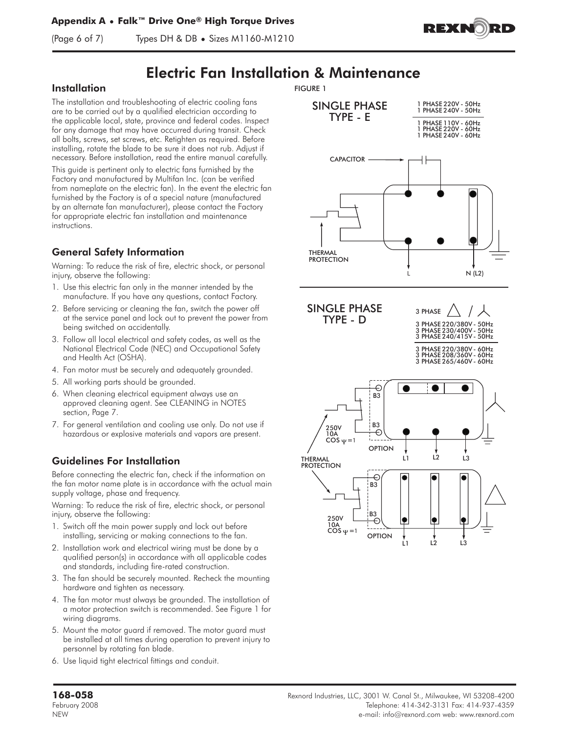# Electric Fan Installation & Maintenance

## Installation

The installation and troubleshooting of electric cooling fans are to be carried out by a qualified electrician according to the applicable local, state, province and federal codes. Inspect for any damage that may have occurred during transit. Check all bolts, screws, set screws, etc. Retighten as required. Before installing, rotate the blade to be sure it does not rub. Adjust if necessary. Before installation, read the entire manual carefully.

This guide is pertinent only to electric fans furnished by the Factory and manufactured by Multifan Inc. (can be verified from nameplate on the electric fan). In the event the electric fan furnished by the Factory is of a special nature (manufactured by an alternate fan manufacturer), please contact the Factory for appropriate electric fan installation and maintenance instructions.

## General Safety Information

Warning: To reduce the risk of fire, electric shock, or personal injury, observe the following:

1. Use this electric fan only in the manner intended by the manufacture. If you have any questions, contact Factory.
2. Before servicing or cleaning the fan, switch the power off at the service panel and lock out to prevent the power from being switched on accidentally.
3. Follow all local electrical and safety codes, as well as the National Electrical Code (NEC) and Occupational Safety and Health Act (OSHA).
4. Fan motor must be securely and adequately grounded.
5. All working parts should be grounded.
6. When cleaning electrical equipment always use an approved cleaning agent. See CLEANING in NOTES section, Page 7.
7. For general ventilation and cooling use only. Do not use if hazardous or explosive materials and vapors are present.

## Guidelines For Installation

Before connecting the electric fan, check if the information on the fan motor name plate is in accordance with the actual main supply voltage, phase and frequency.

Warning: To reduce the risk of fire, electric shock, or personal injury, observe the following:

1. Switch off the main power supply and lock out before installing, servicing or making connections to the fan.
2. Installation work and electrical wiring must be done by a qualified person(s) in accordance with all applicable codes and standards, including fire-rated construction.
3. The fan should be securely mounted. Recheck the mounting hardware and tighten as necessary.
4. The fan motor must always be grounded. The installation of a motor protection switch is recommended. See Figure 1 for wiring diagrams.
5. Mount the motor guard if removed. The motor guard must be installed at all times during operation to prevent injury to personnel by rotating fan blade.
6. Use liquid tight electrical fittings and conduit.

FIGURE 1

SINGLE PHASE TYPE - E

1 PHASE 220V - 50Hz
1 PHASE 240V - 50Hz

1 PHASE 110V - 60Hz
1 PHASE 220V - 60Hz
1 PHASE 240V - 60Hz

CAPACITOR

THERMAL PROTECTION

L

N (L2)

SINGLE PHASE TYPE - D

3 PHASE △ / ⅄

3 PHASE 220/380V - 50Hz
3 PHASE 230/400V - 50Hz
3 PHASE 240/415V - 50Hz

3 PHASE 220/380V - 60Hz
3 PHASE 208/360V - 60Hz
3 PHASE 265/460V - 60Hz

B3

B3

250V
10A
COS $\psi$ =1

OPTION

L1 L2 L3

THERMAL PROTECTION

B3

B3

250V
10A
COS $\psi$ =1

OPTION

L1 L2 L3

**168-058**
February 2008
NEW

Rexnord Industries, LLC, 3001 W. Canal St., Milwaukee, WI 53208-4200
Telephone: 414-342-3131 Fax: 414-937-4359
e-mail: info@rexnord.com web: www.rexnord.com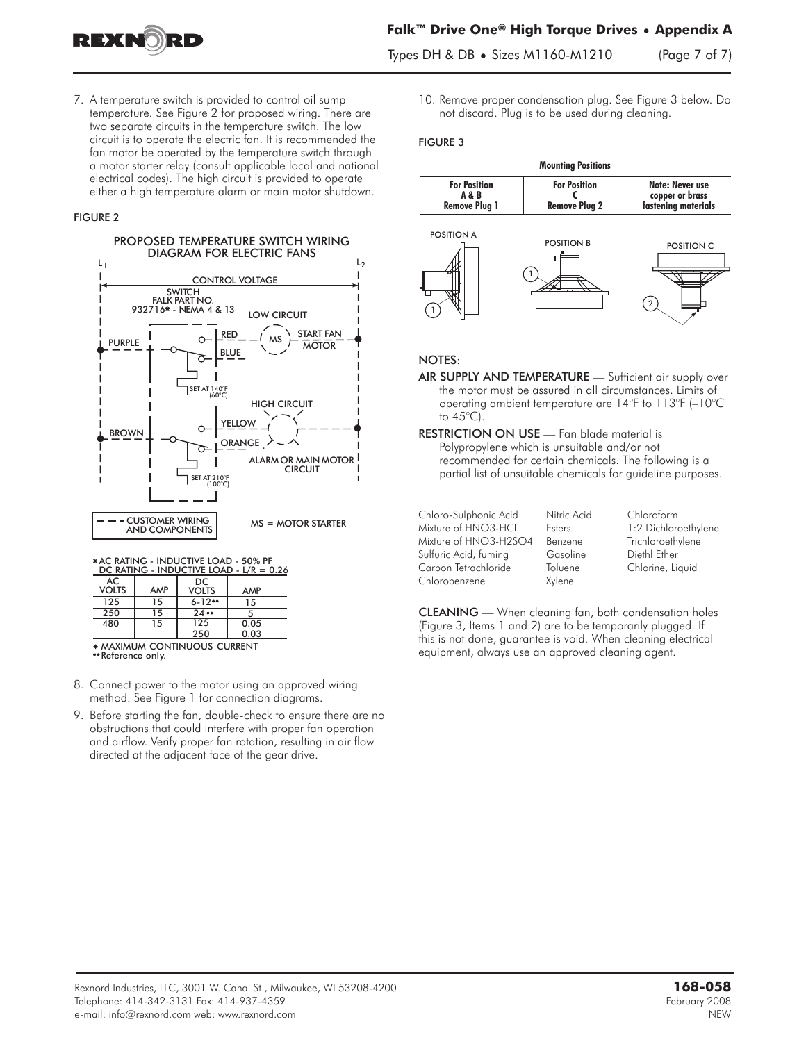7. A temperature switch is provided to control oil sump temperature. See Figure 2 for proposed wiring. There are two separate circuits in the temperature switch. The low circuit is to operate the electric fan. It is recommended the fan motor be operated by the temperature switch through a motor starter relay (consult applicable local and national electrical codes). The high circuit is provided to operate either a high temperature alarm or main motor shutdown.

FIGURE 2

PROPOSED TEMPERATURE SWITCH WIRING DIAGRAM FOR ELECTRIC FANS

L1
L2
CONTROL VOLTAGE
SWITCH FALK PART NO. 932716* - NEMA 4 & 13
LOW CIRCUIT
PURPLE
RED
BLUE
MS
START FAN MOTOR
SET AT 140°F (60°C)
HIGH CIRCUIT
BROWN
YELLOW
ORANGE
ALARM OR MAIN MOTOR CIRCUIT
SET AT 210°F (100°C)
CUSTOMER WIRING AND COMPONENTS
MS = MOTOR STARTER

\* AC RATING - INDUCTIVE LOAD - 50% PF
DC RATING - INDUCTIVE LOAD - L/R = 0.26

| AC VOLTS | AMP | DC VOLTS | AMP |
|---|---|---|---|
| 125 | 15 | 6-12** | 15 |
| 250 | 15 | 24** | 5 |
| 480 | 15 | 125 | 0.05 |
| | | 250 | 0.03 |

\* MAXIMUM CONTINUOUS CURRENT
\*\* Reference only.

8. Connect power to the motor using an approved wiring method. See Figure 1 for connection diagrams.
9. Before starting the fan, double-check to ensure there are no obstructions that could interfere with proper fan operation and airflow. Verify proper fan rotation, resulting in air flow directed at the adjacent face of the gear drive.
10. Remove proper condensation plug. See Figure 3 below. Do not discard. Plug is to be used during cleaning.

FIGURE 3

| Mounting Positions | | |
|---|---|---|
| For Position A & B Remove Plug 1 | For Position C Remove Plug 2 | Note: Never use copper or brass fastening materials |

POSITION A
POSITION B
POSITION C
1
1
2

NOTES:

**AIR SUPPLY AND TEMPERATURE** — Sufficient air supply over the motor must be assured in all circumstances. Limits of operating ambient temperature are 14°F to 113°F (–10°C to 45°C).

**RESTRICTION ON USE** — Fan blade material is Polypropylene which is unsuitable and/or not recommended for certain chemicals. The following is a partial list of unsuitable chemicals for guideline purposes.

| | | |
|---|---|---|
| Chloro-Sulphonic Acid | Nitric Acid | Chloroform |
| Mixture of HNO3-HCL | Esters | 1:2 Dichloroethylene |
| Mixture of HNO3-H2SO4 | Benzene | Trichloroethylene |
| Sulfuric Acid, fuming | Gasoline | Diethl Ether |
| Carbon Tetrachloride | Toluene | Chlorine, Liquid |
| Chlorobenzene | Xylene | |

**CLEANING** — When cleaning fan, both condensation holes (Figure 3, Items 1 and 2) are to be temporarily plugged. If this is not done, guarantee is void. When cleaning electrical equipment, always use an approved cleaning agent.